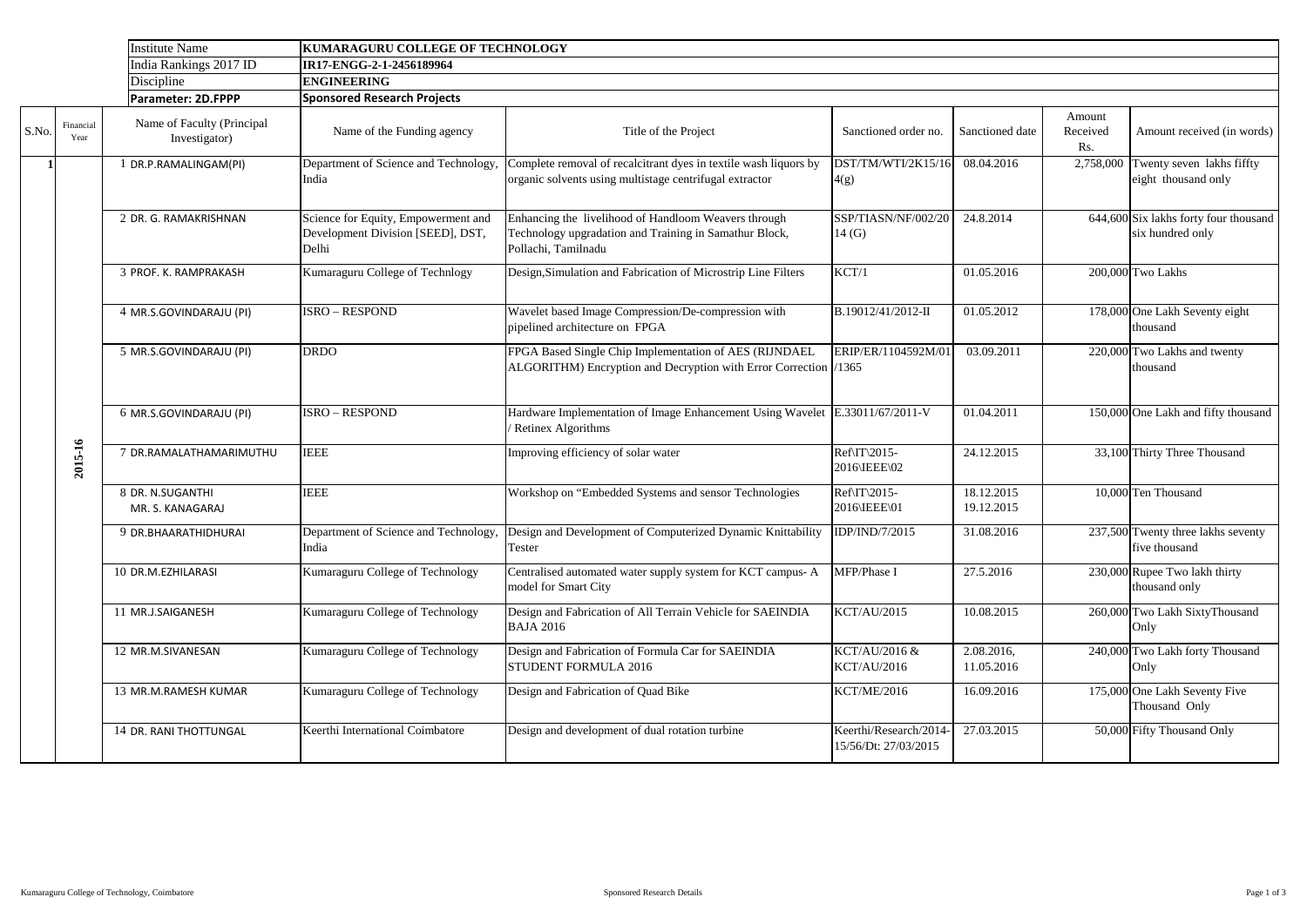| Institute Name | KUMARAGURU COLLEGE OF TECHNOLOGY |
|---|---|
| India Rankings 2017 ID | IR17-ENGG-2-1-2456189964 |
| Discipline | ENGINEERING |
| **Parameter: 2D.FPPP** | **Sponsored Research Projects** |

| S.No. | Financial Year | | Name of Faculty (Principal Investigator) | Name of the Funding agency | Title of the Project | Sanctioned order no. | Sanctioned date | Amount Received Rs. | Amount received (in words) |
|---|---|---|---|---|---|---|---|---|---|
| 1 | 2015-16 | 1 | DR.P.RAMALINGAM(PI) | Department of Science and Technology, India | Complete removal of recalcitrant dyes in textile wash liquors by organic solvents using multistage centrifugal extractor | DST/TM/WTI/2K15/16 4(g) | 08.04.2016 | 2,758,000 | Twenty seven lakhs fiffty eight thousand only |
| | | 2 | DR. G. RAMAKRISHNAN | Science for Equity, Empowerment and Development Division [SEED], DST, Delhi | Enhancing the livelihood of Handloom Weavers through Technology upgradation and Training in Samathur Block, Pollachi, Tamilnadu | SSP/TIASN/NF/002/20 14 (G) | 24.8.2014 | 644,600 | Six lakhs forty four thousand six hundred only |
| | | 3 | PROF. K. RAMPRAKASH | Kumaraguru College of Technlogy | Design,Simulation and Fabrication of Microstrip Line Filters | KCT/1 | 01.05.2016 | 200,000 | Two Lakhs |
| | | 4 | MR.S.GOVINDARAJU (PI) | ISRO – RESPOND | Wavelet based Image Compression/De-compression with pipelined architecture on FPGA | B.19012/41/2012-II | 01.05.2012 | 178,000 | One Lakh Seventy eight thousand |
| | | 5 | MR.S.GOVINDARAJU (PI) | DRDO | FPGA Based Single Chip Implementation of AES (RIJNDAEL ALGORITHM) Encryption and Decryption with Error Correction | ERIP/ER/1104592M/01/1365 | 03.09.2011 | 220,000 | Two Lakhs and twenty thousand |
| | | 6 | MR.S.GOVINDARAJU (PI) | ISRO – RESPOND | Hardware Implementation of Image Enhancement Using Wavelet / Retinex Algorithms | E.33011/67/2011-V | 01.04.2011 | 150,000 | One Lakh and fifty thousand |
| | | 7 | DR.RAMALATHAMARIMUTHU | IEEE | Improving efficiency of solar water | Ref\IT\2015-2016\IEEE\02 | 24.12.2015 | 33,100 | Thirty Three Thousand |
| | | 8 | DR. N.SUGANTHI MR. S. KANAGARAJ | IEEE | Workshop on "Embedded Systems and sensor Technologies | Ref\IT\2015-2016\IEEE\01 | 18.12.2015 19.12.2015 | 10,000 | Ten Thousand |
| | | 9 | DR.BHAARATHIDHURAI | Department of Science and Technology, India | Design and Development of Computerized Dynamic Knittability Tester | IDP/IND/7/2015 | 31.08.2016 | 237,500 | Twenty three lakhs seventy five thousand |
| | | 10 | DR.M.EZHILARASI | Kumaraguru College of Technology | Centralised automated water supply system for KCT campus- A model for Smart City | MFP/Phase I | 27.5.2016 | 230,000 | Rupee Two lakh thirty thousand only |
| | | 11 | MR.J.SAIGANESH | Kumaraguru College of Technology | Design and Fabrication of All Terrain Vehicle for SAEINDIA BAJA 2016 | KCT/AU/2015 | 10.08.2015 | 260,000 | Two Lakh SixtyThousand Only |
| | | 12 | MR.M.SIVANESAN | Kumaraguru College of Technology | Design and Fabrication of Formula Car for SAEINDIA STUDENT FORMULA 2016 | KCT/AU/2016 & KCT/AU/2016 | 2.08.2016, 11.05.2016 | 240,000 | Two Lakh forty Thousand Only |
| | | 13 | MR.M.RAMESH KUMAR | Kumaraguru College of Technology | Design and Fabrication of Quad Bike | KCT/ME/2016 | 16.09.2016 | 175,000 | One Lakh Seventy Five Thousand Only |
| | | 14 | DR. RANI THOTTUNGAL | Keerthi International Coimbatore | Design and development of dual rotation turbine | Keerthi/Research/2014-15/56/Dt: 27/03/2015 | 27.03.2015 | 50,000 | Fifty Thousand Only |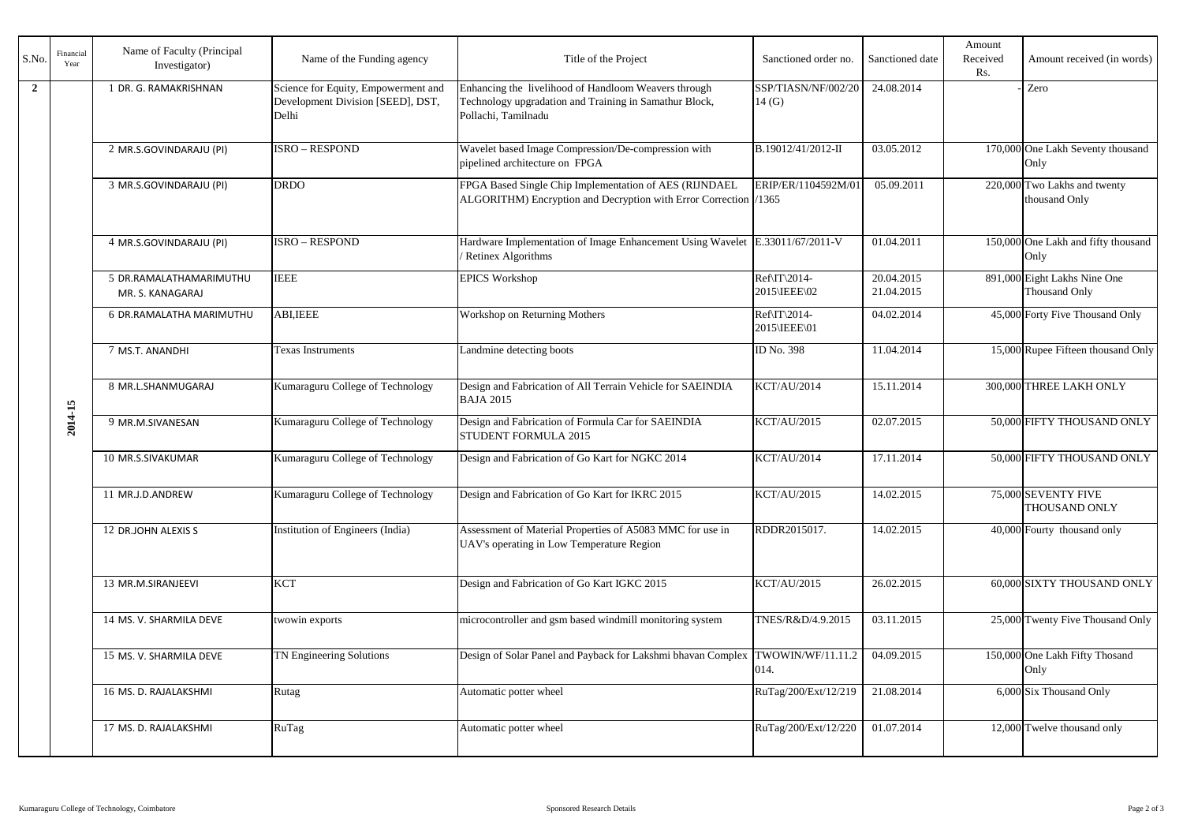| S.No. | Financial Year | Name of Faculty (Principal Investigator) | Name of the Funding agency | Title of the Project | Sanctioned order no. | Sanctioned date | Amount Received Rs. | Amount received (in words) |
|---|---|---|---|---|---|---|---|---|
| 2 | 2014-15 | 1 DR. G. RAMAKRISHNAN | Science for Equity, Empowerment and Development Division [SEED], DST, Delhi | Enhancing the livelihood of Handloom Weavers through Technology upgradation and Training in Samathur Block, Pollachi, Tamilnadu | SSP/TIASN/NF/002/2014 (G) | 24.08.2014 | - | Zero |
| | | 2 MR.S.GOVINDARAJU (PI) | ISRO – RESPOND | Wavelet based Image Compression/De-compression with pipelined architecture on FPGA | B.19012/41/2012-II | 03.05.2012 | 170,000 | One Lakh Seventy thousand Only |
| | | 3 MR.S.GOVINDARAJU (PI) | DRDO | FPGA Based Single Chip Implementation of AES (RIJNDAEL ALGORITHM) Encryption and Decryption with Error Correction | ERIP/ER/1104592M/01/1365 | 05.09.2011 | 220,000 | Two Lakhs and twenty thousand Only |
| | | 4 MR.S.GOVINDARAJU (PI) | ISRO – RESPOND | Hardware Implementation of Image Enhancement Using Wavelet / Retinex Algorithms | E.33011/67/2011-V | 01.04.2011 | 150,000 | One Lakh and fifty thousand Only |
| | | 5 DR.RAMALATHAMARIMUTHU MR. S. KANAGARAJ | IEEE | EPICS Workshop | Ref\IT\2014-2015\IEEE\02 | 20.04.2015 21.04.2015 | 891,000 | Eight Lakhs Nine One Thousand Only |
| | | 6 DR.RAMALATHA MARIMUTHU | ABI,IEEE | Workshop on Returning Mothers | Ref\IT\2014-2015\IEEE\01 | 04.02.2014 | 45,000 | Forty Five Thousand Only |
| | | 7 MS.T. ANANDHI | Texas Instruments | Landmine detecting boots | ID No. 398 | 11.04.2014 | 15,000 | Rupee Fifteen thousand Only |
| | | 8 MR.L.SHANMUGARAJ | Kumaraguru College of Technology | Design and Fabrication of All Terrain Vehicle for SAEINDIA BAJA 2015 | KCT/AU/2014 | 15.11.2014 | 300,000 | THREE LAKH ONLY |
| | | 9 MR.M.SIVANESAN | Kumaraguru College of Technology | Design and Fabrication of Formula Car for SAEINDIA STUDENT FORMULA 2015 | KCT/AU/2015 | 02.07.2015 | 50,000 | FIFTY THOUSAND ONLY |
| | | 10 MR.S.SIVAKUMAR | Kumaraguru College of Technology | Design and Fabrication of Go Kart for NGKC 2014 | KCT/AU/2014 | 17.11.2014 | 50,000 | FIFTY THOUSAND ONLY |
| | | 11 MR.J.D.ANDREW | Kumaraguru College of Technology | Design and Fabrication of Go Kart for IKRC 2015 | KCT/AU/2015 | 14.02.2015 | 75,000 | SEVENTY FIVE THOUSAND ONLY |
| | | 12 DR.JOHN ALEXIS S | Institution of Engineers (India) | Assessment of Material Properties of A5083 MMC for use in UAV's operating in Low Temperature Region | RDDR2015017. | 14.02.2015 | 40,000 | Fourty thousand only |
| | | 13 MR.M.SIRANJEEVI | KCT | Design and Fabrication of Go Kart IGKC 2015 | KCT/AU/2015 | 26.02.2015 | 60,000 | SIXTY THOUSAND ONLY |
| | | 14 MS. V. SHARMILA DEVE | twowin exports | microcontroller and gsm based windmill monitoring system | TNES/R&D/4.9.2015 | 03.11.2015 | 25,000 | Twenty Five Thousand Only |
| | | 15 MS. V. SHARMILA DEVE | TN Engineering Solutions | Design of Solar Panel and Payback for Lakshmi bhavan Complex | TWOWIN/WF/11.11.2014. | 04.09.2015 | 150,000 | One Lakh Fifty Thosand Only |
| | | 16 MS. D. RAJALAKSHMI | Rutag | Automatic potter wheel | RuTag/200/Ext/12/219 | 21.08.2014 | 6,000 | Six Thousand Only |
| | | 17 MS. D. RAJALAKSHMI | RuTag | Automatic potter wheel | RuTag/200/Ext/12/220 | 01.07.2014 | 12,000 | Twelve thousand only |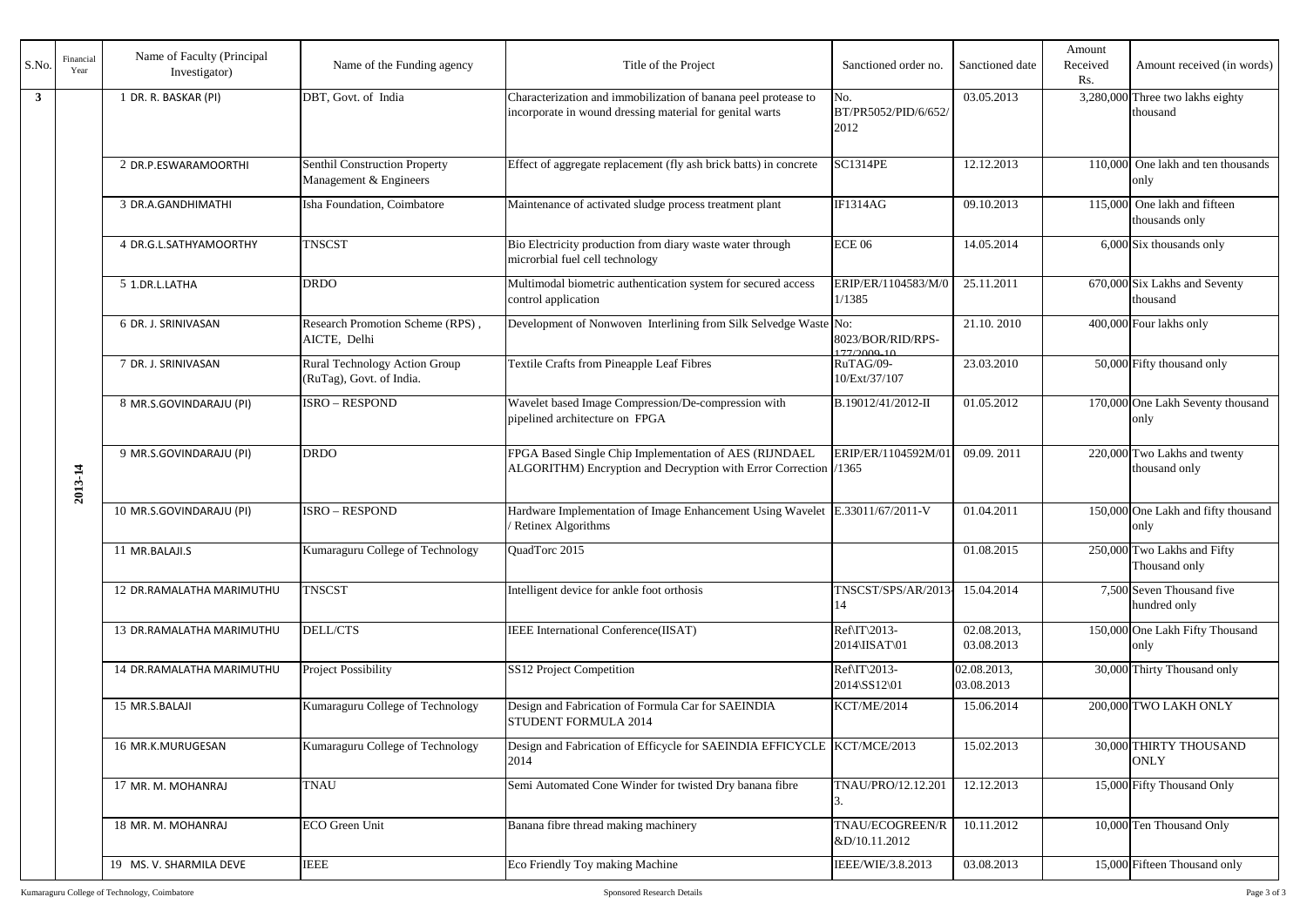| S.No. | Financial Year | Name of Faculty (Principal Investigator) | Name of the Funding agency | Title of the Project | Sanctioned order no. | Sanctioned date | Amount Received Rs. | Amount received (in words) |
|---|---|---|---|---|---|---|---|---|
| 3 | 2013-14 | 1 DR. R. BASKAR (PI) | DBT, Govt. of India | Characterization and immobilization of banana peel protease to incorporate in wound dressing material for genital warts | No. BT/PR5052/PID/6/652/2012 | 03.05.2013 | 3,280,000 | Three two lakhs eighty thousand |
| | | 2 DR.P.ESWARAMOORTHI | Senthil Construction Property Management & Engineers | Effect of aggregate replacement (fly ash brick batts) in concrete | SC1314PE | 12.12.2013 | 110,000 | One lakh and ten thousands only |
| | | 3 DR.A.GANDHIMATHI | Isha Foundation, Coimbatore | Maintenance of activated sludge process treatment plant | IF1314AG | 09.10.2013 | 115,000 | One lakh and fifteen thousands only |
| | | 4 DR.G.L.SATHYAMOORTHY | TNSCST | Bio Electricity production from diary waste water through microrbial fuel cell technology | ECE 06 | 14.05.2014 | 6,000 | Six thousands only |
| | | 5 1.DR.L.LATHA | DRDO | Multimodal biometric authentication system for secured access control application | ERIP/ER/1104583/M/01/1385 | 25.11.2011 | 670,000 | Six Lakhs and Seventy thousand |
| | | 6 DR. J. SRINIVASAN | Research Promotion Scheme (RPS) , AICTE, Delhi | Development of Nonwoven Interlining from Silk Selvedge Waste | No: 8023/BOR/RID/RPS-177/2009-10 | 21.10. 2010 | 400,000 | Four lakhs only |
| | | 7 DR. J. SRINIVASAN | Rural Technology Action Group (RuTag), Govt. of India. | Textile Crafts from Pineapple Leaf Fibres | RuTAG/09-10/Ext/37/107 | 23.03.2010 | 50,000 | Fifty thousand only |
| | | 8 MR.S.GOVINDARAJU (PI) | ISRO – RESPOND | Wavelet based Image Compression/De-compression with pipelined architecture on FPGA | B.19012/41/2012-II | 01.05.2012 | 170,000 | One Lakh Seventy thousand only |
| | | 9 MR.S.GOVINDARAJU (PI) | DRDO | FPGA Based Single Chip Implementation of AES (RIJNDAEL ALGORITHM) Encryption and Decryption with Error Correction | ERIP/ER/1104592M/01/1365 | 09.09. 2011 | 220,000 | Two Lakhs and twenty thousand only |
| | | 10 MR.S.GOVINDARAJU (PI) | ISRO – RESPOND | Hardware Implementation of Image Enhancement Using Wavelet / Retinex Algorithms | E.33011/67/2011-V | 01.04.2011 | 150,000 | One Lakh and fifty thousand only |
| | | 11 MR.BALAJI.S | Kumaraguru College of Technology | QuadTorc 2015 | | 01.08.2015 | 250,000 | Two Lakhs and Fifty Thousand only |
| | | 12 DR.RAMALATHA MARIMUTHU | TNSCST | Intelligent device for ankle foot orthosis | TNSCST/SPS/AR/2013-14 | 15.04.2014 | 7,500 | Seven Thousand five hundred only |
| | | 13 DR.RAMALATHA MARIMUTHU | DELL/CTS | IEEE International Conference(IISAT) | Ref\IT\2013-2014\IISAT\01 | 02.08.2013, 03.08.2013 | 150,000 | One Lakh Fifty Thousand only |
| | | 14 DR.RAMALATHA MARIMUTHU | Project Possibility | SS12 Project Competition | Ref\IT\2013-2014\SS12\01 | 02.08.2013, 03.08.2013 | 30,000 | Thirty Thousand only |
| | | 15 MR.S.BALAJI | Kumaraguru College of Technology | Design and Fabrication of Formula Car for SAEINDIA STUDENT FORMULA 2014 | KCT/ME/2014 | 15.06.2014 | 200,000 | TWO LAKH ONLY |
| | | 16 MR.K.MURUGESAN | Kumaraguru College of Technology | Design and Fabrication of Efficycle for SAEINDIA EFFICYCLE 2014 | KCT/MCE/2013 | 15.02.2013 | 30,000 | THIRTY THOUSAND ONLY |
| | | 17 MR. M. MOHANRAJ | TNAU | Semi Automated Cone Winder for twisted Dry banana fibre | TNAU/PRO/12.12.2013. | 12.12.2013 | 15,000 | Fifty Thousand Only |
| | | 18 MR. M. MOHANRAJ | ECO Green Unit | Banana fibre thread making machinery | TNAU/ECOGREEN/R&D/10.11.2012 | 10.11.2012 | 10,000 | Ten Thousand Only |
| | | 19 MS. V. SHARMILA DEVE | IEEE | Eco Friendly Toy making Machine | IEEE/WIE/3.8.2013 | 03.08.2013 | 15,000 | Fifteen Thousand only |